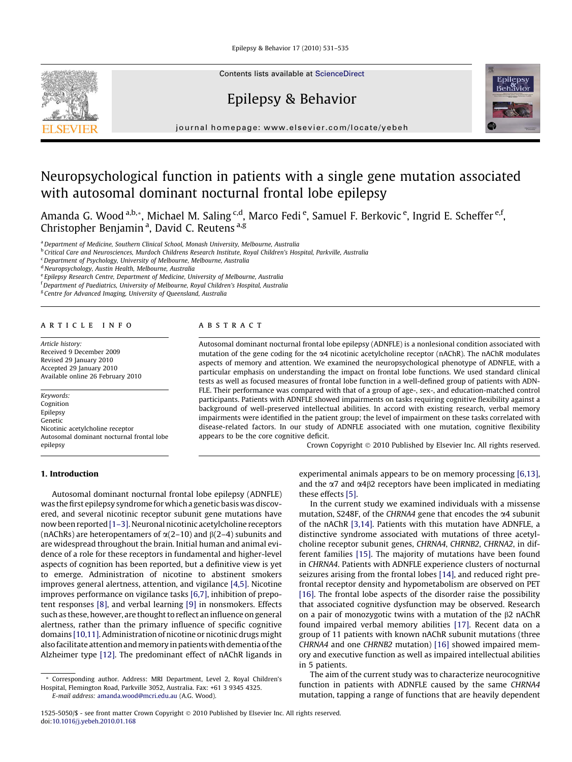# Neuropsychological function in patients with a single gene mutation associated with autosomal dominant nocturnal frontal lobe epilepsy

Amanda G. Wood [a,b,*], Michael M. Saling [c,d], Marco Fedi [e], Samuel F. Berkovic [e], Ingrid E. Scheffer [e,f], Christopher Benjamin [a], David C. Reutens [a,g]

[a] Department of Medicine, Southern Clinical School, Monash University, Melbourne, Australia
[b] Critical Care and Neurosciences, Murdoch Childrens Research Institute, Royal Children's Hospital, Parkville, Australia
[c] Department of Psychology, University of Melbourne, Melbourne, Australia
[d] Neuropsychology, Austin Health, Melbourne, Australia
[e] Epilepsy Research Centre, Department of Medicine, University of Melbourne, Australia
[f] Department of Paediatrics, University of Melbourne, Royal Children's Hospital, Australia
[g] Centre for Advanced Imaging, University of Queensland, Australia

## ARTICLE INFO

*Article history:*
Received 9 December 2009
Revised 29 January 2010
Accepted 29 January 2010
Available online 26 February 2010

*Keywords:*
Cognition
Epilepsy
Genetic
Nicotinic acetylcholine receptor
Autosomal dominant nocturnal frontal lobe epilepsy

## ABSTRACT

Autosomal dominant nocturnal frontal lobe epilepsy (ADNFLE) is a nonlesional condition associated with mutation of the gene coding for the $\alpha4$ nicotinic acetylcholine receptor (nAChR). The nAChR modulates aspects of memory and attention. We examined the neuropsychological phenotype of ADNFLE, with a particular emphasis on understanding the impact on frontal lobe functions. We used standard clinical tests as well as focused measures of frontal lobe function in a well-defined group of patients with ADNFLE. Their performance was compared with that of a group of age-, sex-, and education-matched control participants. Patients with ADNFLE showed impairments on tasks requiring cognitive flexibility against a background of well-preserved intellectual abilities. In accord with existing research, verbal memory impairments were identified in the patient group; the level of impairment on these tasks correlated with disease-related factors. In our study of ADNFLE associated with one mutation, cognitive flexibility appears to be the core cognitive deficit.

Crown Copyright © 2010 Published by Elsevier Inc. All rights reserved.

## 1. Introduction

Autosomal dominant nocturnal frontal lobe epilepsy (ADNFLE) was the first epilepsy syndrome for which a genetic basis was discovered, and several nicotinic receptor subunit gene mutations have now been reported [1–3]. Neuronal nicotinic acetylcholine receptors (nAChRs) are heteropentamers of $\alpha$(2–10) and $\beta$(2–4) subunits and are widespread throughout the brain. Initial human and animal evidence of a role for these receptors in fundamental and higher-level aspects of cognition has been reported, but a definitive view is yet to emerge. Administration of nicotine to abstinent smokers improves general alertness, attention, and vigilance [4,5]. Nicotine improves performance on vigilance tasks [6,7], inhibition of prepotent responses [8], and verbal learning [9] in nonsmokers. Effects such as these, however, are thought to reflect an influence on general alertness, rather than the primary influence of specific cognitive domains [10,11]. Administration of nicotine or nicotinic drugs might also facilitate attention and memory in patients with dementia of the Alzheimer type [12]. The predominant effect of nAChR ligands in experimental animals appears to be on memory processing [6,13], and the $\alpha7$ and $\alpha4\beta2$ receptors have been implicated in mediating these effects [5].

In the current study we examined individuals with a missense mutation, S248F, of the *CHRNA4* gene that encodes the $\alpha4$ subunit of the nAChR [3,14]. Patients with this mutation have ADNFLE, a distinctive syndrome associated with mutations of three acetylcholine receptor subunit genes, *CHRNA4*, *CHRNB2*, *CHRNA2*, in different families [15]. The majority of mutations have been found in *CHRNA4*. Patients with ADNFLE experience clusters of nocturnal seizures arising from the frontal lobes [14], and reduced right prefrontal receptor density and hypometabolism are observed on PET [16]. The frontal lobe aspects of the disorder raise the possibility that associated cognitive dysfunction may be observed. Research on a pair of monozygotic twins with a mutation of the $\beta2$ nAChR found impaired verbal memory abilities [17]. Recent data on a group of 11 patients with known nAChR subunit mutations (three *CHRNA4* and one *CHRNB2* mutation) [16] showed impaired memory and executive function as well as impaired intellectual abilities in 5 patients.

The aim of the current study was to characterize neurocognitive function in patients with ADNFLE caused by the same *CHRNA4* mutation, tapping a range of functions that are heavily dependent

\* Corresponding author. Address: MRI Department, Level 2, Royal Children's Hospital, Flemington Road, Parkville 3052, Australia. Fax: +61 3 9345 4325.
E-mail address: amanda.wood@mcri.edu.au (A.G. Wood).

1525-5050/$ - see front matter Crown Copyright © 2010 Published by Elsevier Inc. All rights reserved.
doi:10.1016/j.yebeh.2010.01.168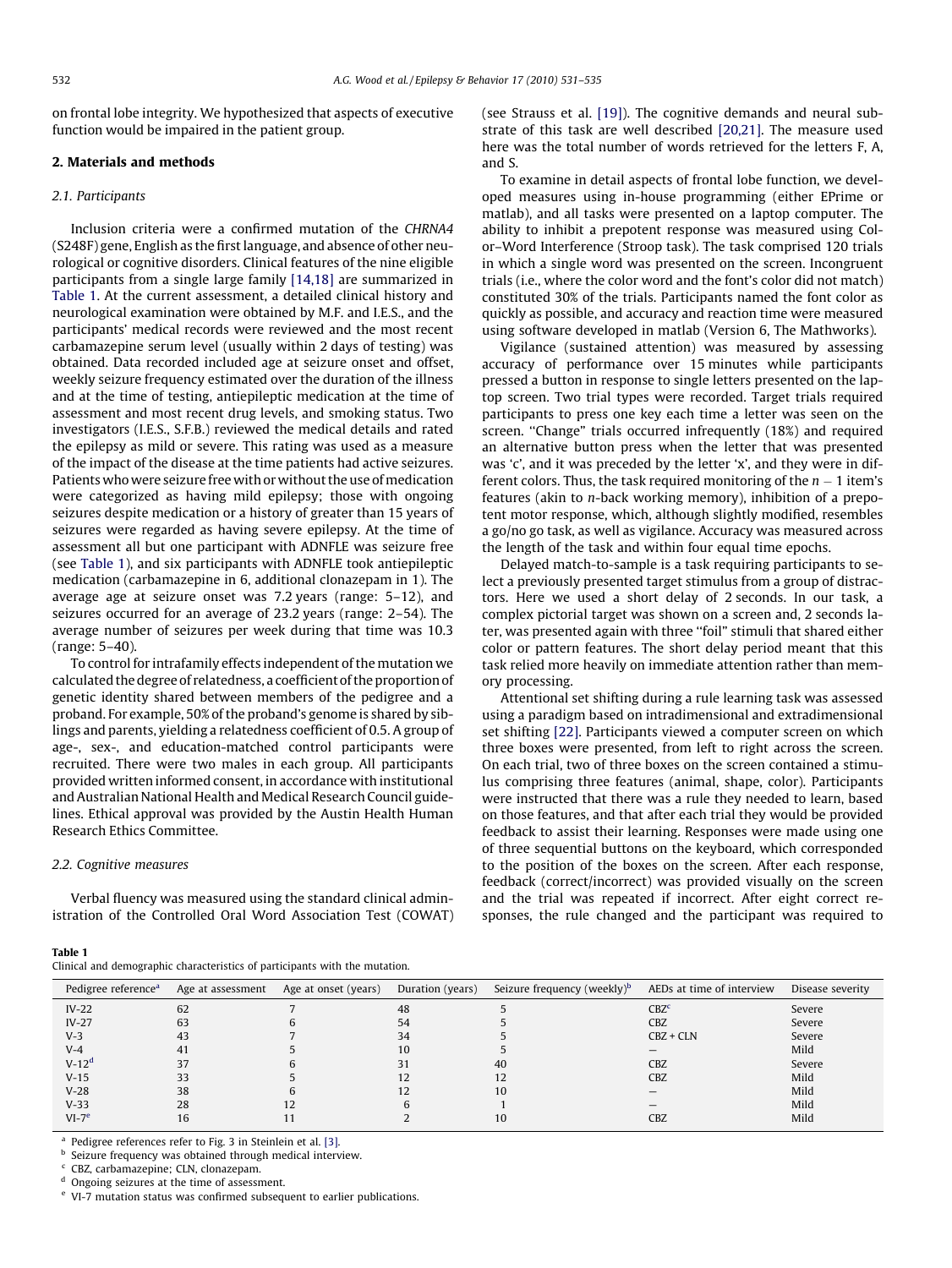on frontal lobe integrity. We hypothesized that aspects of executive function would be impaired in the patient group.

## 2. Materials and methods

### 2.1. Participants

Inclusion criteria were a confirmed mutation of the *CHRNA4* (S248F) gene, English as the first language, and absence of other neurological or cognitive disorders. Clinical features of the nine eligible participants from a single large family [14,18] are summarized in Table 1. At the current assessment, a detailed clinical history and neurological examination were obtained by M.F. and I.E.S., and the participants' medical records were reviewed and the most recent carbamazepine serum level (usually within 2 days of testing) was obtained. Data recorded included age at seizure onset and offset, weekly seizure frequency estimated over the duration of the illness and at the time of testing, antiepileptic medication at the time of assessment and most recent drug levels, and smoking status. Two investigators (I.E.S., S.F.B.) reviewed the medical details and rated the epilepsy as mild or severe. This rating was used as a measure of the impact of the disease at the time patients had active seizures. Patients who were seizure free with or without the use of medication were categorized as having mild epilepsy; those with ongoing seizures despite medication or a history of greater than 15 years of seizures were regarded as having severe epilepsy. At the time of assessment all but one participant with ADNFLE was seizure free (see Table 1), and six participants with ADNFLE took antiepileptic medication (carbamazepine in 6, additional clonazepam in 1). The average age at seizure onset was 7.2 years (range: 5–12), and seizures occurred for an average of 23.2 years (range: 2–54). The average number of seizures per week during that time was 10.3 (range: 5–40).

To control for intrafamily effects independent of the mutation we calculated the degree of relatedness, a coefficient of the proportion of genetic identity shared between members of the pedigree and a proband. For example, 50% of the proband's genome is shared by siblings and parents, yielding a relatedness coefficient of 0.5. A group of age-, sex-, and education-matched control participants were recruited. There were two males in each group. All participants provided written informed consent, in accordance with institutional and Australian National Health and Medical Research Council guidelines. Ethical approval was provided by the Austin Health Human Research Ethics Committee.

### 2.2. Cognitive measures

Verbal fluency was measured using the standard clinical administration of the Controlled Oral Word Association Test (COWAT) (see Strauss et al. [19]). The cognitive demands and neural substrate of this task are well described [20,21]. The measure used here was the total number of words retrieved for the letters F, A, and S.

To examine in detail aspects of frontal lobe function, we developed measures using in-house programming (either EPrime or matlab), and all tasks were presented on a laptop computer. The ability to inhibit a prepotent response was measured using Color–Word Interference (Stroop task). The task comprised 120 trials in which a single word was presented on the screen. Incongruent trials (i.e., where the color word and the font's color did not match) constituted 30% of the trials. Participants named the font color as quickly as possible, and accuracy and reaction time were measured using software developed in matlab (Version 6, The Mathworks).

Vigilance (sustained attention) was measured by assessing accuracy of performance over 15 minutes while participants pressed a button in response to single letters presented on the laptop screen. Two trial types were recorded. Target trials required participants to press one key each time a letter was seen on the screen. "Change" trials occurred infrequently (18%) and required an alternative button press when the letter that was presented was 'c', and it was preceded by the letter 'x', and they were in different colors. Thus, the task required monitoring of the $n - 1$ item's features (akin to *n*-back working memory), inhibition of a prepotent motor response, which, although slightly modified, resembles a go/no go task, as well as vigilance. Accuracy was measured across the length of the task and within four equal time epochs.

Delayed match-to-sample is a task requiring participants to select a previously presented target stimulus from a group of distractors. Here we used a short delay of 2 seconds. In our task, a complex pictorial target was shown on a screen and, 2 seconds later, was presented again with three "foil" stimuli that shared either color or pattern features. The short delay period meant that this task relied more heavily on immediate attention rather than memory processing.

Attentional set shifting during a rule learning task was assessed using a paradigm based on intradimensional and extradimensional set shifting [22]. Participants viewed a computer screen on which three boxes were presented, from left to right across the screen. On each trial, two of three boxes on the screen contained a stimulus comprising three features (animal, shape, color). Participants were instructed that there was a rule they needed to learn, based on those features, and that after each trial they would be provided feedback to assist their learning. Responses were made using one of three sequential buttons on the keyboard, which corresponded to the position of the boxes on the screen. After each response, feedback (correct/incorrect) was provided visually on the screen and the trial was repeated if incorrect. After eight correct responses, the rule changed and the participant was required to

**Table 1**
Clinical and demographic characteristics of participants with the mutation.

| Pedigree reference[a] | Age at assessment | Age at onset (years) | Duration (years) | Seizure frequency (weekly)[b] | AEDs at time of interview | Disease severity |
|---|---|---|---|---|---|---|
| IV-22 | 62 | 7 | 48 | 5 | CBZ[c] | Severe |
| IV-27 | 63 | 6 | 54 | 5 | CBZ | Severe |
| V-3 | 43 | 7 | 34 | 5 | CBZ + CLN | Severe |
| V-4 | 41 | 5 | 10 | 5 | – | Mild |
| V-12[d] | 37 | 6 | 31 | 40 | CBZ | Severe |
| V-15 | 33 | 5 | 12 | 12 | CBZ | Mild |
| V-28 | 38 | 6 | 12 | 10 | – | Mild |
| V-33 | 28 | 12 | 6 | 1 | – | Mild |
| VI-7[e] | 16 | 11 | 2 | 10 | CBZ | Mild |

[a] Pedigree references refer to Fig. 3 in Steinlein et al. [3].
[b] Seizure frequency was obtained through medical interview.
[c] CBZ, carbamazepine; CLN, clonazepam.
[d] Ongoing seizures at the time of assessment.
[e] VI-7 mutation status was confirmed subsequent to earlier publications.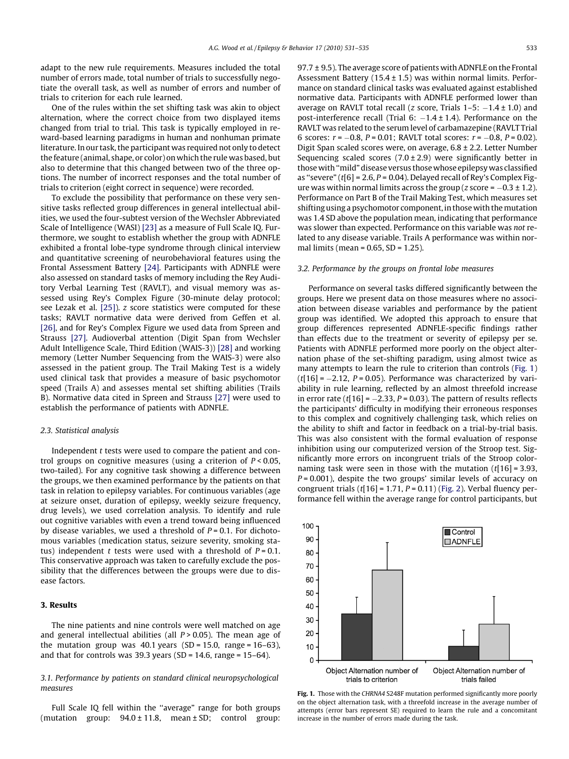adapt to the new rule requirements. Measures included the total number of errors made, total number of trials to successfully negotiate the overall task, as well as number of errors and number of trials to criterion for each rule learned.

One of the rules within the set shifting task was akin to object alternation, where the correct choice from two displayed items changed from trial to trial. This task is typically employed in reward-based learning paradigms in human and nonhuman primate literature. In our task, the participant was required not only to detect the feature (animal, shape, or color) on which the rule was based, but also to determine that this changed between two of the three options. The number of incorrect responses and the total number of trials to criterion (eight correct in sequence) were recorded.

To exclude the possibility that performance on these very sensitive tasks reflected group differences in general intellectual abilities, we used the four-subtest version of the Wechsler Abbreviated Scale of Intelligence (WASI) [23] as a measure of Full Scale IQ. Furthermore, we sought to establish whether the group with ADNFLE exhibited a frontal lobe-type syndrome through clinical interview and quantitative screening of neurobehavioral features using the Frontal Assessment Battery [24]. Participants with ADNFLE were also assessed on standard tasks of memory including the Rey Auditory Verbal Learning Test (RAVLT), and visual memory was assessed using Rey's Complex Figure (30-minute delay protocol; see Lezak et al. [25]). $z$ score statistics were computed for these tasks; RAVLT normative data were derived from Geffen et al. [26], and for Rey's Complex Figure we used data from Spreen and Strauss [27]. Audioverbal attention (Digit Span from Wechsler Adult Intelligence Scale, Third Edition (WAIS-3)) [28] and working memory (Letter Number Sequencing from the WAIS-3) were also assessed in the patient group. The Trail Making Test is a widely used clinical task that provides a measure of basic psychomotor speed (Trails A) and assesses mental set shifting abilities (Trails B). Normative data cited in Spreen and Strauss [27] were used to establish the performance of patients with ADNFLE.

### 2.3. Statistical analysis

Independent $t$ tests were used to compare the patient and control groups on cognitive measures (using a criterion of $P < 0.05$, two-tailed). For any cognitive task showing a difference between the groups, we then examined performance by the patients on that task in relation to epilepsy variables. For continuous variables (age at seizure onset, duration of epilepsy, weekly seizure frequency, drug levels), we used correlation analysis. To identify and rule out cognitive variables with even a trend toward being influenced by disease variables, we used a threshold of $P = 0.1$. For dichotomous variables (medication status, seizure severity, smoking status) independent $t$ tests were used with a threshold of $P = 0.1$. This conservative approach was taken to carefully exclude the possibility that the differences between the groups were due to disease factors.

## 3. Results

The nine patients and nine controls were well matched on age and general intellectual abilities (all $P > 0.05$). The mean age of the mutation group was 40.1 years (SD = 15.0, range = 16–63), and that for controls was 39.3 years (SD = 14.6, range = 15–64).

### 3.1. Performance by patients on standard clinical neuropsychological measures

Full Scale IQ fell within the "average" range for both groups (mutation group: $94.0 \pm 11.8$, mean ± SD; control group: $97.7 \pm 9.5$). The average score of patients with ADNFLE on the Frontal Assessment Battery ($15.4 \pm 1.5$) was within normal limits. Performance on standard clinical tasks was evaluated against established normative data. Participants with ADNFLE performed lower than average on RAVLT total recall ($z$ score, Trials 1–5: $-1.4 \pm 1.0$) and post-interference recall (Trial 6: $-1.4 \pm 1.4$). Performance on the RAVLT was related to the serum level of carbamazepine (RAVLT Trial 6 scores: $r = -0.8$, $P = 0.01$; RAVLT total scores: $r = -0.8$, $P = 0.02$). Digit Span scaled scores were, on average, $6.8 \pm 2.2$. Letter Number Sequencing scaled scores ($7.0 \pm 2.9$) were significantly better in those with "mild" disease versus those whose epilepsy was classified as "severe" ($t[6] = 2.6$, $P = 0.04$). Delayed recall of Rey's Complex Figure was within normal limits across the group ($z$ score $= -0.3 \pm 1.2$). Performance on Part B of the Trail Making Test, which measures set shifting using a psychomotor component, in those with the mutation was 1.4 SD above the population mean, indicating that performance was slower than expected. Performance on this variable was *not* related to any disease variable. Trails A performance was within normal limits (mean = 0.65, SD = 1.25).

### 3.2. Performance by the groups on frontal lobe measures

Performance on several tasks differed significantly between the groups. Here we present data on those measures where no association between disease variables and performance by the patient group was identified. We adopted this approach to ensure that group differences represented ADNFLE-specific findings rather than effects due to the treatment or severity of epilepsy per se. Patients with ADNFLE performed more poorly on the object alternation phase of the set-shifting paradigm, using almost twice as many attempts to learn the rule to criterion than controls (Fig. 1) ($t[16] = -2.12$, $P = 0.05$). Performance was characterized by variability in rule learning, reflected by an almost threefold increase in error rate ($t[16] = -2.33$, $P = 0.03$). The pattern of results reflects the participants' difficulty in modifying their erroneous responses to this complex and cognitively challenging task, which relies on the ability to shift and factor in feedback on a trial-by-trial basis. This was also consistent with the formal evaluation of response inhibition using our computerized version of the Stroop test. Significantly more errors on incongruent trials of the Stroop color-naming task were seen in those with the mutation ($t[16] = 3.93$, $P = 0.001$), despite the two groups' similar levels of accuracy on congruent trials ($t[16] = 1.71$, $P = 0.11$) (Fig. 2). Verbal fluency performance fell within the average range for control participants, but

**Fig. 1.** Those with the *CHRNA4* S248F mutation performed significantly more poorly on the object alternation task, with a threefold increase in the average number of attempts (error bars represent SE) required to learn the rule and a concomitant increase in the number of errors made during the task.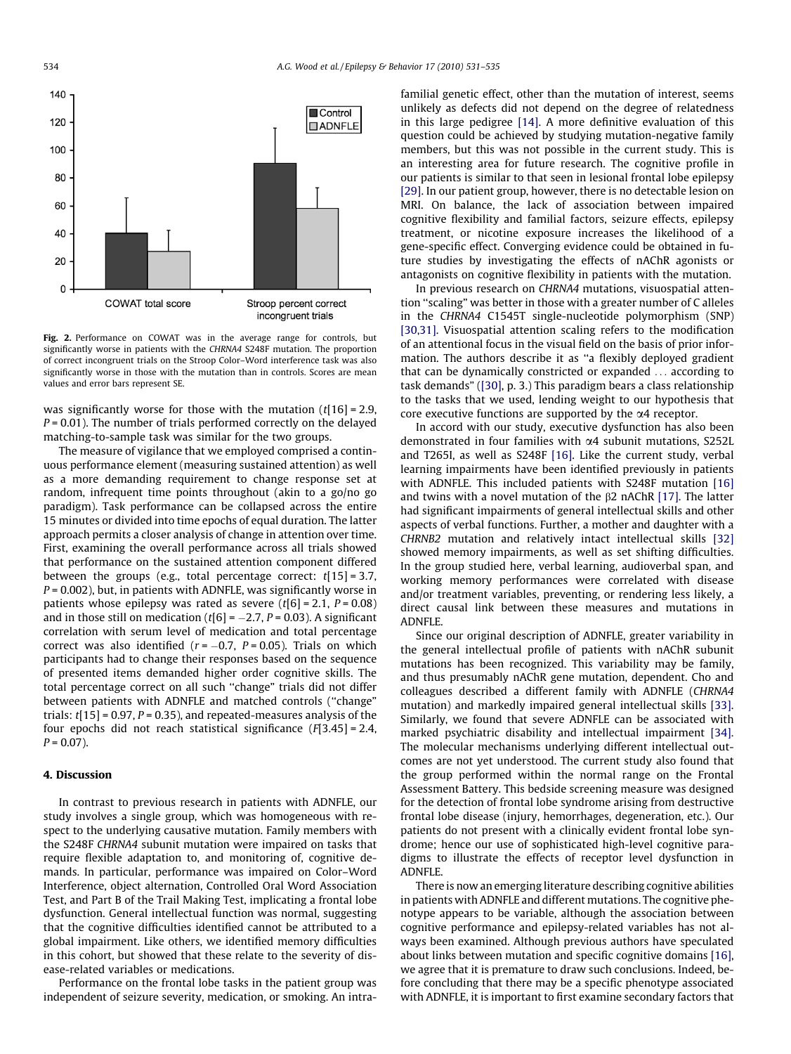Fig. 2. Performance on COWAT was in the average range for controls, but significantly worse in patients with the *CHRNA4* S248F mutation. The proportion of correct incongruent trials on the Stroop Color–Word interference task was also significantly worse in those with the mutation than in controls. Scores are mean values and error bars represent SE.

was significantly worse for those with the mutation ($t[16] = 2.9$, $P = 0.01$). The number of trials performed correctly on the delayed matching-to-sample task was similar for the two groups.

The measure of vigilance that we employed comprised a continuous performance element (measuring sustained attention) as well as a more demanding requirement to change response set at random, infrequent time points throughout (akin to a go/no go paradigm). Task performance can be collapsed across the entire 15 minutes or divided into time epochs of equal duration. The latter approach permits a closer analysis of change in attention over time. First, examining the overall performance across all trials showed that performance on the sustained attention component differed between the groups (e.g., total percentage correct: $t[15] = 3.7$, $P = 0.002$), but, in patients with ADNFLE, was significantly worse in patients whose epilepsy was rated as severe ($t[6] = 2.1$, $P = 0.08$) and in those still on medication ($t[6] = -2.7$, $P = 0.03$). A significant correlation with serum level of medication and total percentage correct was also identified ($r = -0.7$, $P = 0.05$). Trials on which participants had to change their responses based on the sequence of presented items demanded higher order cognitive skills. The total percentage correct on all such "change" trials did not differ between patients with ADNFLE and matched controls ("change" trials: $t[15] = 0.97$, $P = 0.35$), and repeated-measures analysis of the four epochs did not reach statistical significance ($F[3.45] = 2.4$, $P = 0.07$).

## 4. Discussion

In contrast to previous research in patients with ADNFLE, our study involves a single group, which was homogeneous with respect to the underlying causative mutation. Family members with the S248F *CHRNA4* subunit mutation were impaired on tasks that require flexible adaptation to, and monitoring of, cognitive demands. In particular, performance was impaired on Color–Word Interference, object alternation, Controlled Oral Word Association Test, and Part B of the Trail Making Test, implicating a frontal lobe dysfunction. General intellectual function was normal, suggesting that the cognitive difficulties identified cannot be attributed to a global impairment. Like others, we identified memory difficulties in this cohort, but showed that these relate to the severity of disease-related variables or medications.

Performance on the frontal lobe tasks in the patient group was independent of seizure severity, medication, or smoking. An intrafamilial genetic effect, other than the mutation of interest, seems unlikely as defects did not depend on the degree of relatedness in this large pedigree [14]. A more definitive evaluation of this question could be achieved by studying mutation-negative family members, but this was not possible in the current study. This is an interesting area for future research. The cognitive profile in our patients is similar to that seen in lesional frontal lobe epilepsy [29]. In our patient group, however, there is no detectable lesion on MRI. On balance, the lack of association between impaired cognitive flexibility and familial factors, seizure effects, epilepsy treatment, or nicotine exposure increases the likelihood of a gene-specific effect. Converging evidence could be obtained in future studies by investigating the effects of nAChR agonists or antagonists on cognitive flexibility in patients with the mutation.

In previous research on *CHRNA4* mutations, visuospatial attention "scaling" was better in those with a greater number of C alleles in the *CHRNA4* C1545T single-nucleotide polymorphism (SNP) [30,31]. Visuospatial attention scaling refers to the modification of an attentional focus in the visual field on the basis of prior information. The authors describe it as "a flexibly deployed gradient that can be dynamically constricted or expanded ... according to task demands" ([30], p. 3.) This paradigm bears a class relationship to the tasks that we used, lending weight to our hypothesis that core executive functions are supported by the α4 receptor.

In accord with our study, executive dysfunction has also been demonstrated in four families with α4 subunit mutations, S252L and T265I, as well as S248F [16]. Like the current study, verbal learning impairments have been identified previously in patients with ADNFLE. This included patients with S248F mutation [16] and twins with a novel mutation of the β2 nAChR [17]. The latter had significant impairments of general intellectual skills and other aspects of verbal functions. Further, a mother and daughter with a *CHRNB2* mutation and relatively intact intellectual skills [32] showed memory impairments, as well as set shifting difficulties. In the group studied here, verbal learning, audioverbal span, and working memory performances were correlated with disease and/or treatment variables, preventing, or rendering less likely, a direct causal link between these measures and mutations in ADNFLE.

Since our original description of ADNFLE, greater variability in the general intellectual profile of patients with nAChR subunit mutations has been recognized. This variability may be family, and thus presumably nAChR gene mutation, dependent. Cho and colleagues described a different family with ADNFLE (*CHRNA4* mutation) and markedly impaired general intellectual skills [33]. Similarly, we found that severe ADNFLE can be associated with marked psychiatric disability and intellectual impairment [34]. The molecular mechanisms underlying different intellectual outcomes are not yet understood. The current study also found that the group performed within the normal range on the Frontal Assessment Battery. This bedside screening measure was designed for the detection of frontal lobe syndrome arising from destructive frontal lobe disease (injury, hemorrhages, degeneration, etc.). Our patients do not present with a clinically evident frontal lobe syndrome; hence our use of sophisticated high-level cognitive paradigms to illustrate the effects of receptor level dysfunction in ADNFLE.

There is now an emerging literature describing cognitive abilities in patients with ADNFLE and different mutations. The cognitive phenotype appears to be variable, although the association between cognitive performance and epilepsy-related variables has not always been examined. Although previous authors have speculated about links between mutation and specific cognitive domains [16], we agree that it is premature to draw such conclusions. Indeed, before concluding that there may be a specific phenotype associated with ADNFLE, it is important to first examine secondary factors that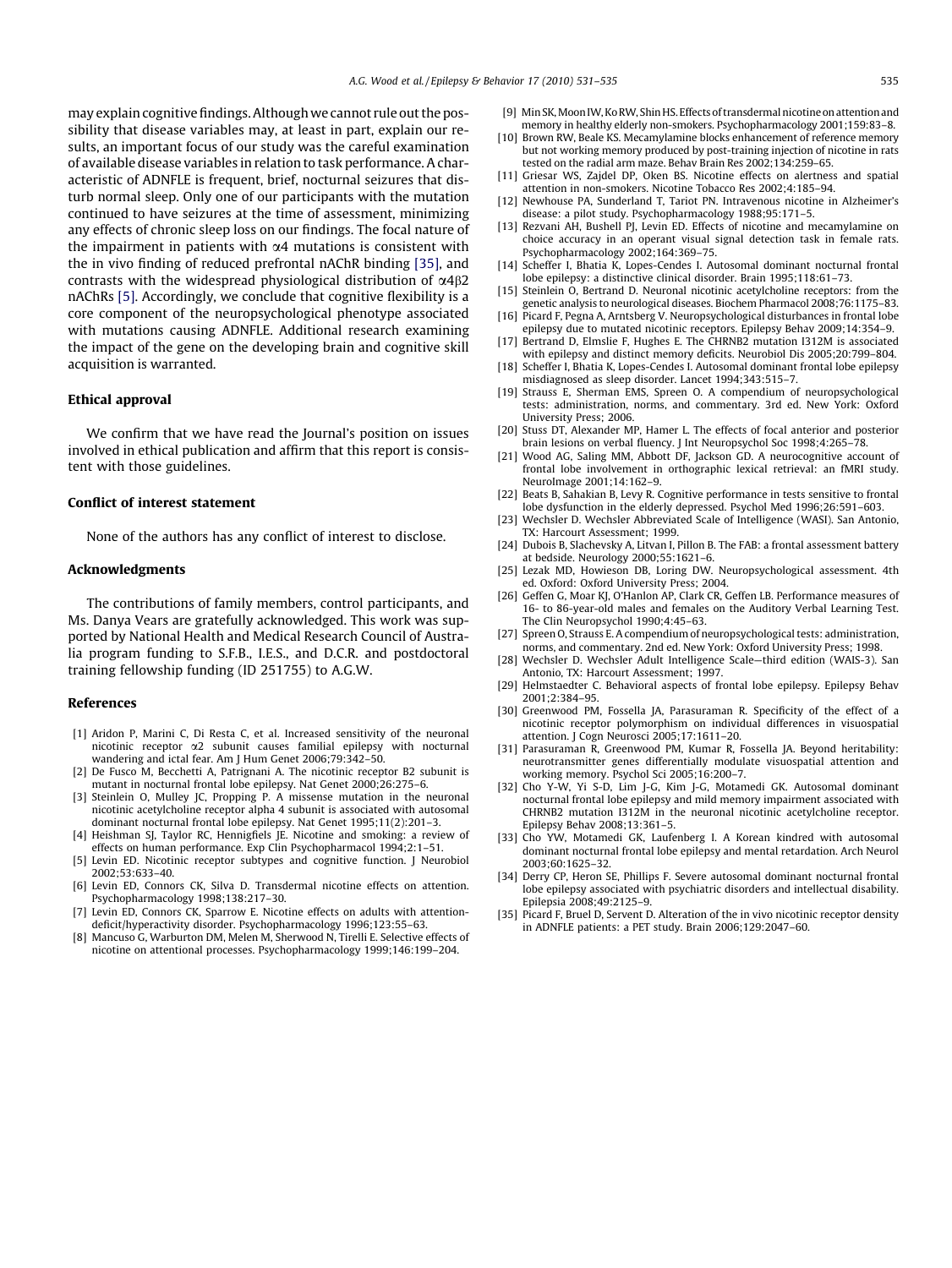may explain cognitive findings. Although we cannot rule out the possibility that disease variables may, at least in part, explain our results, an important focus of our study was the careful examination of available disease variables in relation to task performance. A characteristic of ADNFLE is frequent, brief, nocturnal seizures that disturb normal sleep. Only one of our participants with the mutation continued to have seizures at the time of assessment, minimizing any effects of chronic sleep loss on our findings. The focal nature of the impairment in patients with α4 mutations is consistent with the in vivo finding of reduced prefrontal nAChR binding [35], and contrasts with the widespread physiological distribution of α4β2 nAChRs [5]. Accordingly, we conclude that cognitive flexibility is a core component of the neuropsychological phenotype associated with mutations causing ADNFLE. Additional research examining the impact of the gene on the developing brain and cognitive skill acquisition is warranted.

## Ethical approval

We confirm that we have read the Journal's position on issues involved in ethical publication and affirm that this report is consistent with those guidelines.

## Conflict of interest statement

None of the authors has any conflict of interest to disclose.

## Acknowledgments

The contributions of family members, control participants, and Ms. Danya Vears are gratefully acknowledged. This work was supported by National Health and Medical Research Council of Australia program funding to S.F.B., I.E.S., and D.C.R. and postdoctoral training fellowship funding (ID 251755) to A.G.W.

## References

[1] Aridon P, Marini C, Di Resta C, et al. Increased sensitivity of the neuronal nicotinic receptor α2 subunit causes familial epilepsy with nocturnal wandering and ictal fear. Am J Hum Genet 2006;79:342–50.

[2] De Fusco M, Becchetti A, Patrignani A. The nicotinic receptor B2 subunit is mutant in nocturnal frontal lobe epilepsy. Nat Genet 2000;26:275–6.

[3] Steinlein O, Mulley JC, Propping P. A missense mutation in the neuronal nicotinic acetylcholine receptor alpha 4 subunit is associated with autosomal dominant nocturnal frontal lobe epilepsy. Nat Genet 1995;11(2):201–3.

[4] Heishman SJ, Taylor RC, Hennigfiels JE. Nicotine and smoking: a review of effects on human performance. Exp Clin Psychopharmacol 1994;2:1–51.

[5] Levin ED. Nicotinic receptor subtypes and cognitive function. J Neurobiol 2002;53:633–40.

[6] Levin ED, Connors CK, Silva D. Transdermal nicotine effects on attention. Psychopharmacology 1998;138:217–30.

[7] Levin ED, Connors CK, Sparrow E. Nicotine effects on adults with attention-deficit/hyperactivity disorder. Psychopharmacology 1996;123:55–63.

[8] Mancuso G, Warburton DM, Melen M, Sherwood N, Tirelli E. Selective effects of nicotine on attentional processes. Psychopharmacology 1999;146:199–204.

[9] Min SK, Moon IW, Ko RW, Shin HS. Effects of transdermal nicotine on attention and memory in healthy elderly non-smokers. Psychopharmacology 2001;159:83–8.

[10] Brown RW, Beale KS. Mecamylamine blocks enhancement of reference memory but not working memory produced by post-training injection of nicotine in rats tested on the radial arm maze. Behav Brain Res 2002;134:259–65.

[11] Griesar WS, Zajdel DP, Oken BS. Nicotine effects on alertness and spatial attention in non-smokers. Nicotine Tobacco Res 2002;4:185–94.

[12] Newhouse PA, Sunderland T, Tariot PN. Intravenous nicotine in Alzheimer's disease: a pilot study. Psychopharmacology 1988;95:171–5.

[13] Rezvani AH, Bushell PJ, Levin ED. Effects of nicotine and mecamylamine on choice accuracy in an operant visual signal detection task in female rats. Psychopharmacology 2002;164:369–75.

[14] Scheffer I, Bhatia K, Lopes-Cendes I. Autosomal dominant nocturnal frontal lobe epilepsy: a distinctive clinical disorder. Brain 1995;118:61–73.

[15] Steinlein O, Bertrand D. Neuronal nicotinic acetylcholine receptors: from the genetic analysis to neurological diseases. Biochem Pharmacol 2008;76:1175–83.

[16] Picard F, Pegna A, Arntsberg V. Neuropsychological disturbances in frontal lobe epilepsy due to mutated nicotinic receptors. Epilepsy Behav 2009;14:354–9.

[17] Bertrand D, Elmslie F, Hughes E. The CHRNB2 mutation I312M is associated with epilepsy and distinct memory deficits. Neurobiol Dis 2005;20:799–804.

[18] Scheffer I, Bhatia K, Lopes-Cendes I. Autosomal dominant frontal lobe epilepsy misdiagnosed as sleep disorder. Lancet 1994;343:515–7.

[19] Strauss E, Sherman EMS, Spreen O. A compendium of neuropsychological tests: administration, norms, and commentary. 3rd ed. New York: Oxford University Press; 2006.

[20] Stuss DT, Alexander MP, Hamer L. The effects of focal anterior and posterior brain lesions on verbal fluency. J Int Neuropsychol Soc 1998;4:265–78.

[21] Wood AG, Saling MM, Abbott DF, Jackson GD. A neurocognitive account of frontal lobe involvement in orthographic lexical retrieval: an fMRI study. NeuroImage 2001;14:162–9.

[22] Beats B, Sahakian B, Levy R. Cognitive performance in tests sensitive to frontal lobe dysfunction in the elderly depressed. Psychol Med 1996;26:591–603.

[23] Wechsler D. Wechsler Abbreviated Scale of Intelligence (WASI). San Antonio, TX: Harcourt Assessment; 1999.

[24] Dubois B, Slachevsky A, Litvan I, Pillon B. The FAB: a frontal assessment battery at bedside. Neurology 2000;55:1621–6.

[25] Lezak MD, Howieson DB, Loring DW. Neuropsychological assessment. 4th ed. Oxford: Oxford University Press; 2004.

[26] Geffen G, Moar KJ, O'Hanlon AP, Clark CR, Geffen LB. Performance measures of 16- to 86-year-old males and females on the Auditory Verbal Learning Test. The Clin Neuropsychol 1990;4:45–63.

[27] Spreen O, Strauss E. A compendium of neuropsychological tests: administration, norms, and commentary. 2nd ed. New York: Oxford University Press; 1998.

[28] Wechsler D. Wechsler Adult Intelligence Scale—third edition (WAIS-3). San Antonio, TX: Harcourt Assessment; 1997.

[29] Helmstaedter C. Behavioral aspects of frontal lobe epilepsy. Epilepsy Behav 2001;2:384–95.

[30] Greenwood PM, Fossella JA, Parasuraman R. Specificity of the effect of a nicotinic receptor polymorphism on individual differences in visuospatial attention. J Cogn Neurosci 2005;17:1611–20.

[31] Parasuraman R, Greenwood PM, Kumar R, Fossella JA. Beyond heritability: neurotransmitter genes differentially modulate visuospatial attention and working memory. Psychol Sci 2005;16:200–7.

[32] Cho Y-W, Yi S-D, Lim J-G, Kim J-G, Motamedi GK. Autosomal dominant nocturnal frontal lobe epilepsy and mild memory impairment associated with CHRNB2 mutation I312M in the neuronal nicotinic acetylcholine receptor. Epilepsy Behav 2008;13:361–5.

[33] Cho YW, Motamedi GK, Laufenberg I. A Korean kindred with autosomal dominant nocturnal frontal lobe epilepsy and mental retardation. Arch Neurol 2003;60:1625–32.

[34] Derry CP, Heron SE, Phillips F. Severe autosomal dominant nocturnal frontal lobe epilepsy associated with psychiatric disorders and intellectual disability. Epilepsia 2008;49:2125–9.

[35] Picard F, Bruel D, Servent D. Alteration of the in vivo nicotinic receptor density in ADNFLE patients: a PET study. Brain 2006;129:2047–60.